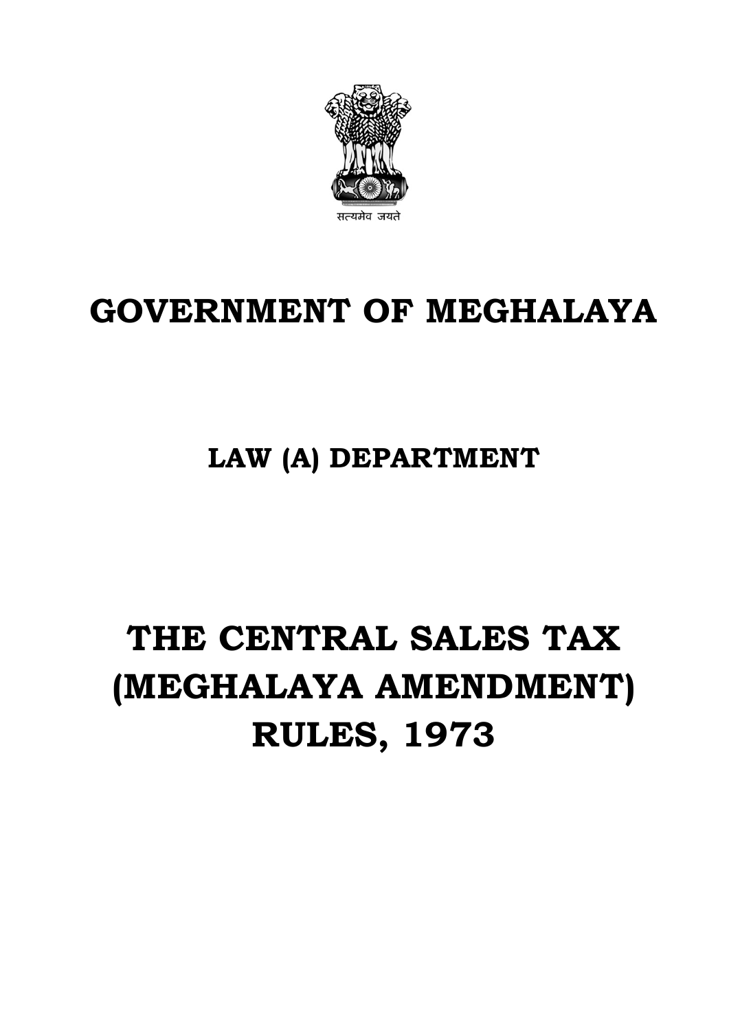सत्यमेव जयते

# GOVERNMENT OF MEGHALAYA

## LAW (A) DEPARTMENT

# THE CENTRAL SALES TAX (MEGHALAYA AMENDMENT) RULES, 1973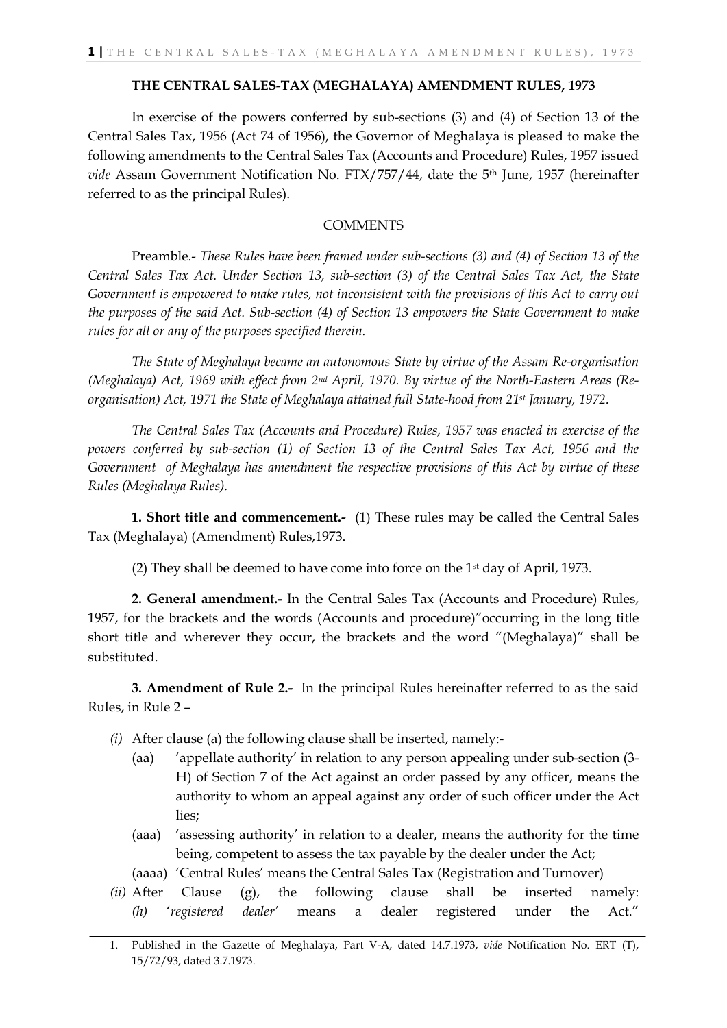### THE CENTRAL SALES-TAX (MEGHALAYA) AMENDMENT RULES, 1973

In exercise of the powers conferred by sub-sections (3) and (4) of Section 13 of the Central Sales Tax, 1956 (Act 74 of 1956), the Governor of Meghalaya is pleased to make the following amendments to the Central Sales Tax (Accounts and Procedure) Rules, 1957 issued *vide* Assam Government Notification No. FTX/757/44, date the 5th June, 1957 (hereinafter referred to as the principal Rules).

COMMENTS

Preamble.- *These Rules have been framed under sub-sections (3) and (4) of Section 13 of the Central Sales Tax Act. Under Section 13, sub-section (3) of the Central Sales Tax Act, the State Government is empowered to make rules, not inconsistent with the provisions of this Act to carry out the purposes of the said Act. Sub-section (4) of Section 13 empowers the State Government to make rules for all or any of the purposes specified therein.*

*The State of Meghalaya became an autonomous State by virtue of the Assam Re-organisation (Meghalaya) Act, 1969 with effect from 2nd April, 1970. By virtue of the North-Eastern Areas (Re-organisation) Act, 1971 the State of Meghalaya attained full State-hood from 21st January, 1972.*

*The Central Sales Tax (Accounts and Procedure) Rules, 1957 was enacted in exercise of the powers conferred by sub-section (1) of Section 13 of the Central Sales Tax Act, 1956 and the Government of Meghalaya has amendment the respective provisions of this Act by virtue of these Rules (Meghalaya Rules).*

**1. Short title and commencement.-** (1) These rules may be called the Central Sales Tax (Meghalaya) (Amendment) Rules,1973.

(2) They shall be deemed to have come into force on the 1st day of April, 1973.

**2. General amendment.-** In the Central Sales Tax (Accounts and Procedure) Rules, 1957, for the brackets and the words (Accounts and procedure)"occurring in the long title short title and wherever they occur, the brackets and the word "(Meghalaya)" shall be substituted.

**3. Amendment of Rule 2.-** In the principal Rules hereinafter referred to as the said Rules, in Rule 2 –

*(i)* After clause (a) the following clause shall be inserted, namely:-
   - (aa) 'appellate authority' in relation to any person appealing under sub-section (3-H) of Section 7 of the Act against an order passed by any officer, means the authority to whom an appeal against any order of such officer under the Act lies;
   - (aaa) 'assessing authority' in relation to a dealer, means the authority for the time being, competent to assess the tax payable by the dealer under the Act;
   - (aaaa) 'Central Rules' means the Central Sales Tax (Registration and Turnover)

*(ii)* After Clause (g), the following clause shall be inserted namely: *(h)* '*registered dealer'* means a dealer registered under the Act."

1. Published in the Gazette of Meghalaya, Part V-A, dated 14.7.1973, *vide* Notification No. ERT (T), 15/72/93, dated 3.7.1973.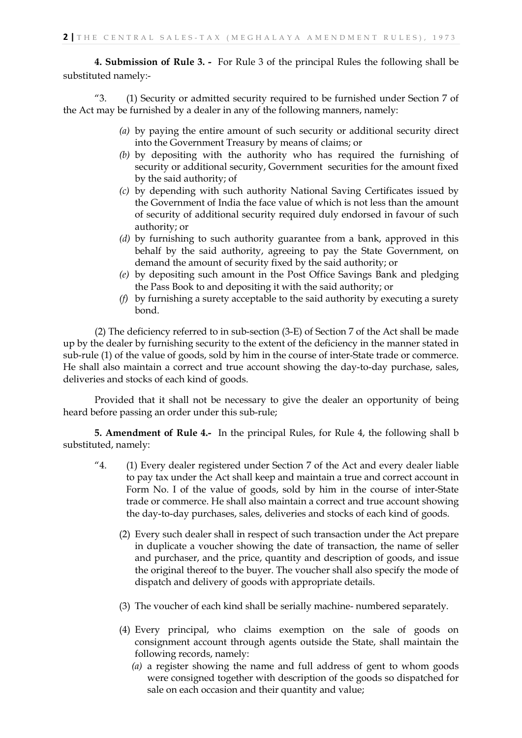**4. Submission of Rule 3. -** For Rule 3 of the principal Rules the following shall be substituted namely:-

"3. (1) Security or admitted security required to be furnished under Section 7 of the Act may be furnished by a dealer in any of the following manners, namely:

> *(a)* by paying the entire amount of such security or additional security direct into the Government Treasury by means of claims; or
>
> *(b)* by depositing with the authority who has required the furnishing of security or additional security, Government securities for the amount fixed by the said authority; of
>
> *(c)* by depending with such authority National Saving Certificates issued by the Government of India the face value of which is not less than the amount of security of additional security required duly endorsed in favour of such authority; or
>
> *(d)* by furnishing to such authority guarantee from a bank, approved in this behalf by the said authority, agreeing to pay the State Government, on demand the amount of security fixed by the said authority; or
>
> *(e)* by depositing such amount in the Post Office Savings Bank and pledging the Pass Book to and depositing it with the said authority; or
>
> *(f)* by furnishing a surety acceptable to the said authority by executing a surety bond.

(2) The deficiency referred to in sub-section (3-E) of Section 7 of the Act shall be made up by the dealer by furnishing security to the extent of the deficiency in the manner stated in sub-rule (1) of the value of goods, sold by him in the course of inter-State trade or commerce. He shall also maintain a correct and true account showing the day-to-day purchase, sales, deliveries and stocks of each kind of goods.

Provided that it shall not be necessary to give the dealer an opportunity of being heard before passing an order under this sub-rule;

**5. Amendment of Rule 4.-** In the principal Rules, for Rule 4, the following shall b substituted, namely:

"4. (1) Every dealer registered under Section 7 of the Act and every dealer liable to pay tax under the Act shall keep and maintain a true and correct account in Form No. I of the value of goods, sold by him in the course of inter-State trade or commerce. He shall also maintain a correct and true account showing the day-to-day purchases, sales, deliveries and stocks of each kind of goods.

(2) Every such dealer shall in respect of such transaction under the Act prepare in duplicate a voucher showing the date of transaction, the name of seller and purchaser, and the price, quantity and description of goods, and issue the original thereof to the buyer. The voucher shall also specify the mode of dispatch and delivery of goods with appropriate details.

(3) The voucher of each kind shall be serially machine- numbered separately.

(4) Every principal, who claims exemption on the sale of goods on consignment account through agents outside the State, shall maintain the following records, namely:

*(a)* a register showing the name and full address of gent to whom goods were consigned together with description of the goods so dispatched for sale on each occasion and their quantity and value;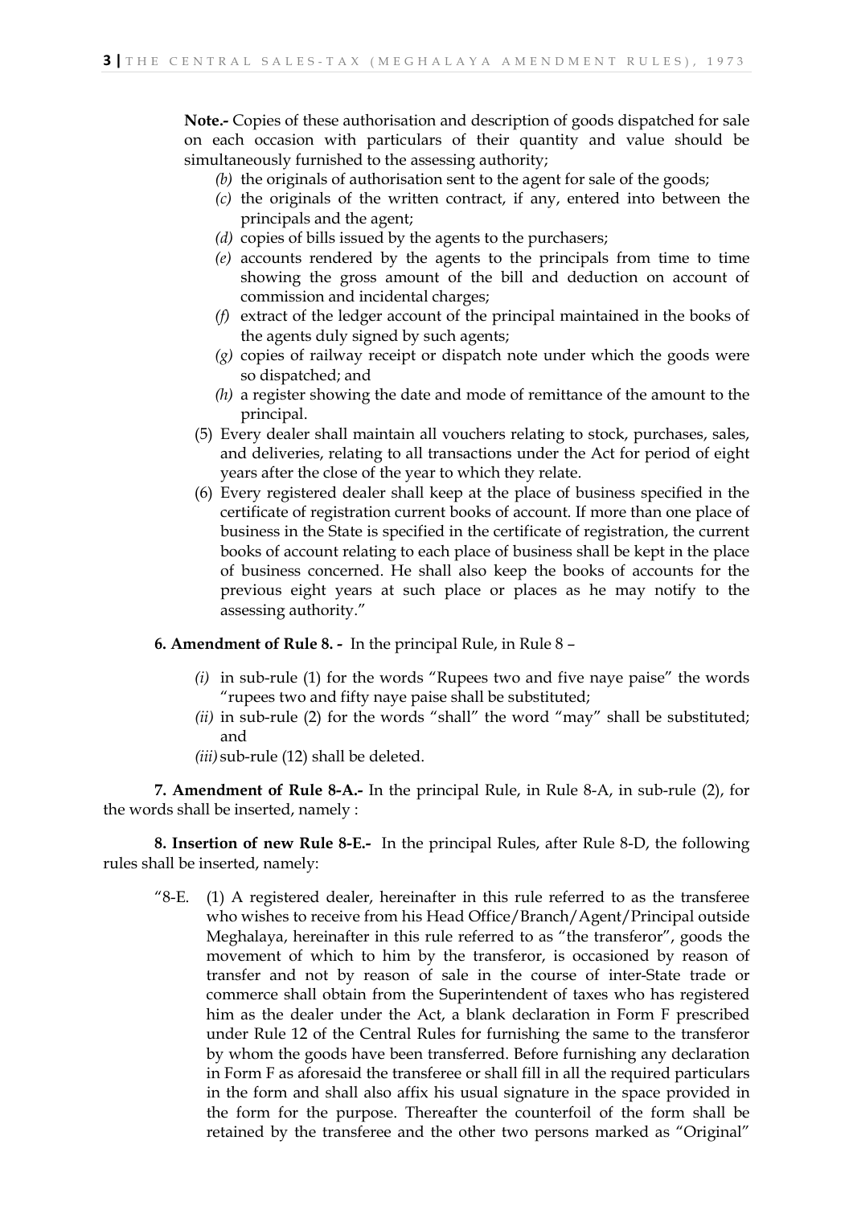**Note.-** Copies of these authorisation and description of goods dispatched for sale on each occasion with particulars of their quantity and value should be simultaneously furnished to the assessing authority;

*(b)* the originals of authorisation sent to the agent for sale of the goods;

*(c)* the originals of the written contract, if any, entered into between the principals and the agent;

*(d)* copies of bills issued by the agents to the purchasers;

*(e)* accounts rendered by the agents to the principals from time to time showing the gross amount of the bill and deduction on account of commission and incidental charges;

*(f)* extract of the ledger account of the principal maintained in the books of the agents duly signed by such agents;

*(g)* copies of railway receipt or dispatch note under which the goods were so dispatched; and

*(h)* a register showing the date and mode of remittance of the amount to the principal.

(5) Every dealer shall maintain all vouchers relating to stock, purchases, sales, and deliveries, relating to all transactions under the Act for period of eight years after the close of the year to which they relate.

(6) Every registered dealer shall keep at the place of business specified in the certificate of registration current books of account. If more than one place of business in the State is specified in the certificate of registration, the current books of account relating to each place of business shall be kept in the place of business concerned. He shall also keep the books of accounts for the previous eight years at such place or places as he may notify to the assessing authority."

**6. Amendment of Rule 8. -** In the principal Rule, in Rule 8 –

*(i)* in sub-rule (1) for the words "Rupees two and five naye paise" the words "rupees two and fifty naye paise shall be substituted;

*(ii)* in sub-rule (2) for the words "shall" the word "may" shall be substituted; and

*(iii)* sub-rule (12) shall be deleted.

**7. Amendment of Rule 8-A.-** In the principal Rule, in Rule 8-A, in sub-rule (2), for the words shall be inserted, namely :

**8. Insertion of new Rule 8-E.-** In the principal Rules, after Rule 8-D, the following rules shall be inserted, namely:

"8-E. (1) A registered dealer, hereinafter in this rule referred to as the transferee who wishes to receive from his Head Office/Branch/Agent/Principal outside Meghalaya, hereinafter in this rule referred to as "the transferor", goods the movement of which to him by the transferor, is occasioned by reason of transfer and not by reason of sale in the course of inter-State trade or commerce shall obtain from the Superintendent of taxes who has registered him as the dealer under the Act, a blank declaration in Form F prescribed under Rule 12 of the Central Rules for furnishing the same to the transferor by whom the goods have been transferred. Before furnishing any declaration in Form F as aforesaid the transferee or shall fill in all the required particulars in the form and shall also affix his usual signature in the space provided in the form for the purpose. Thereafter the counterfoil of the form shall be retained by the transferee and the other two persons marked as "Original"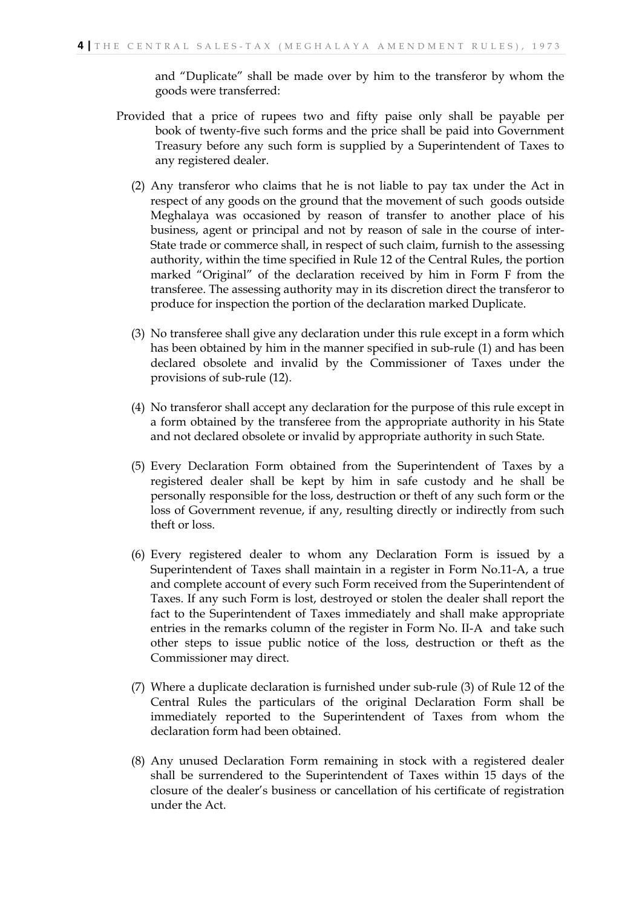and "Duplicate" shall be made over by him to the transferor by whom the goods were transferred:

Provided that a price of rupees two and fifty paise only shall be payable per book of twenty-five such forms and the price shall be paid into Government Treasury before any such form is supplied by a Superintendent of Taxes to any registered dealer.

(2) Any transferor who claims that he is not liable to pay tax under the Act in respect of any goods on the ground that the movement of such goods outside Meghalaya was occasioned by reason of transfer to another place of his business, agent or principal and not by reason of sale in the course of inter-State trade or commerce shall, in respect of such claim, furnish to the assessing authority, within the time specified in Rule 12 of the Central Rules, the portion marked "Original" of the declaration received by him in Form F from the transferee. The assessing authority may in its discretion direct the transferor to produce for inspection the portion of the declaration marked Duplicate.

(3) No transferee shall give any declaration under this rule except in a form which has been obtained by him in the manner specified in sub-rule (1) and has been declared obsolete and invalid by the Commissioner of Taxes under the provisions of sub-rule (12).

(4) No transferor shall accept any declaration for the purpose of this rule except in a form obtained by the transferee from the appropriate authority in his State and not declared obsolete or invalid by appropriate authority in such State.

(5) Every Declaration Form obtained from the Superintendent of Taxes by a registered dealer shall be kept by him in safe custody and he shall be personally responsible for the loss, destruction or theft of any such form or the loss of Government revenue, if any, resulting directly or indirectly from such theft or loss.

(6) Every registered dealer to whom any Declaration Form is issued by a Superintendent of Taxes shall maintain in a register in Form No.11-A, a true and complete account of every such Form received from the Superintendent of Taxes. If any such Form is lost, destroyed or stolen the dealer shall report the fact to the Superintendent of Taxes immediately and shall make appropriate entries in the remarks column of the register in Form No. II-A and take such other steps to issue public notice of the loss, destruction or theft as the Commissioner may direct.

(7) Where a duplicate declaration is furnished under sub-rule (3) of Rule 12 of the Central Rules the particulars of the original Declaration Form shall be immediately reported to the Superintendent of Taxes from whom the declaration form had been obtained.

(8) Any unused Declaration Form remaining in stock with a registered dealer shall be surrendered to the Superintendent of Taxes within 15 days of the closure of the dealer's business or cancellation of his certificate of registration under the Act.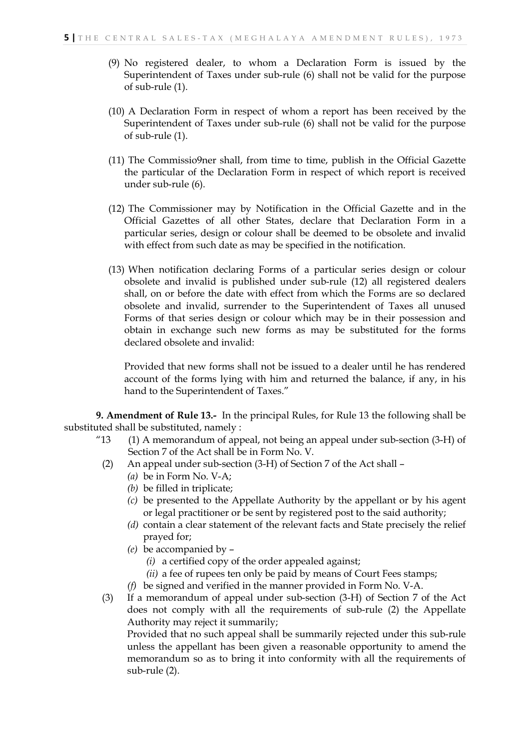(9) No registered dealer, to whom a Declaration Form is issued by the Superintendent of Taxes under sub-rule (6) shall not be valid for the purpose of sub-rule (1).

(10) A Declaration Form in respect of whom a report has been received by the Superintendent of Taxes under sub-rule (6) shall not be valid for the purpose of sub-rule (1).

(11) The Commissio9ner shall, from time to time, publish in the Official Gazette the particular of the Declaration Form in respect of which report is received under sub-rule (6).

(12) The Commissioner may by Notification in the Official Gazette and in the Official Gazettes of all other States, declare that Declaration Form in a particular series, design or colour shall be deemed to be obsolete and invalid with effect from such date as may be specified in the notification.

(13) When notification declaring Forms of a particular series design or colour obsolete and invalid is published under sub-rule (12) all registered dealers shall, on or before the date with effect from which the Forms are so declared obsolete and invalid, surrender to the Superintendent of Taxes all unused Forms of that series design or colour which may be in their possession and obtain in exchange such new forms as may be substituted for the forms declared obsolete and invalid:

Provided that new forms shall not be issued to a dealer until he has rendered account of the forms lying with him and returned the balance, if any, in his hand to the Superintendent of Taxes."

**9. Amendment of Rule 13.-** In the principal Rules, for Rule 13 the following shall be substituted shall be substituted, namely :

"13 (1) A memorandum of appeal, not being an appeal under sub-section (3-H) of Section 7 of the Act shall be in Form No. V.

(2) An appeal under sub-section (3-H) of Section 7 of the Act shall –

*(a)* be in Form No. V-A;

*(b)* be filled in triplicate;

*(c)* be presented to the Appellate Authority by the appellant or by his agent or legal practitioner or be sent by registered post to the said authority;

*(d)* contain a clear statement of the relevant facts and State precisely the relief prayed for;

*(e)* be accompanied by –

*(i)* a certified copy of the order appealed against;

*(ii)* a fee of rupees ten only be paid by means of Court Fees stamps;

*(f)* be signed and verified in the manner provided in Form No. V-A.

(3) If a memorandum of appeal under sub-section (3-H) of Section 7 of the Act does not comply with all the requirements of sub-rule (2) the Appellate Authority may reject it summarily;

Provided that no such appeal shall be summarily rejected under this sub-rule unless the appellant has been given a reasonable opportunity to amend the memorandum so as to bring it into conformity with all the requirements of sub-rule (2).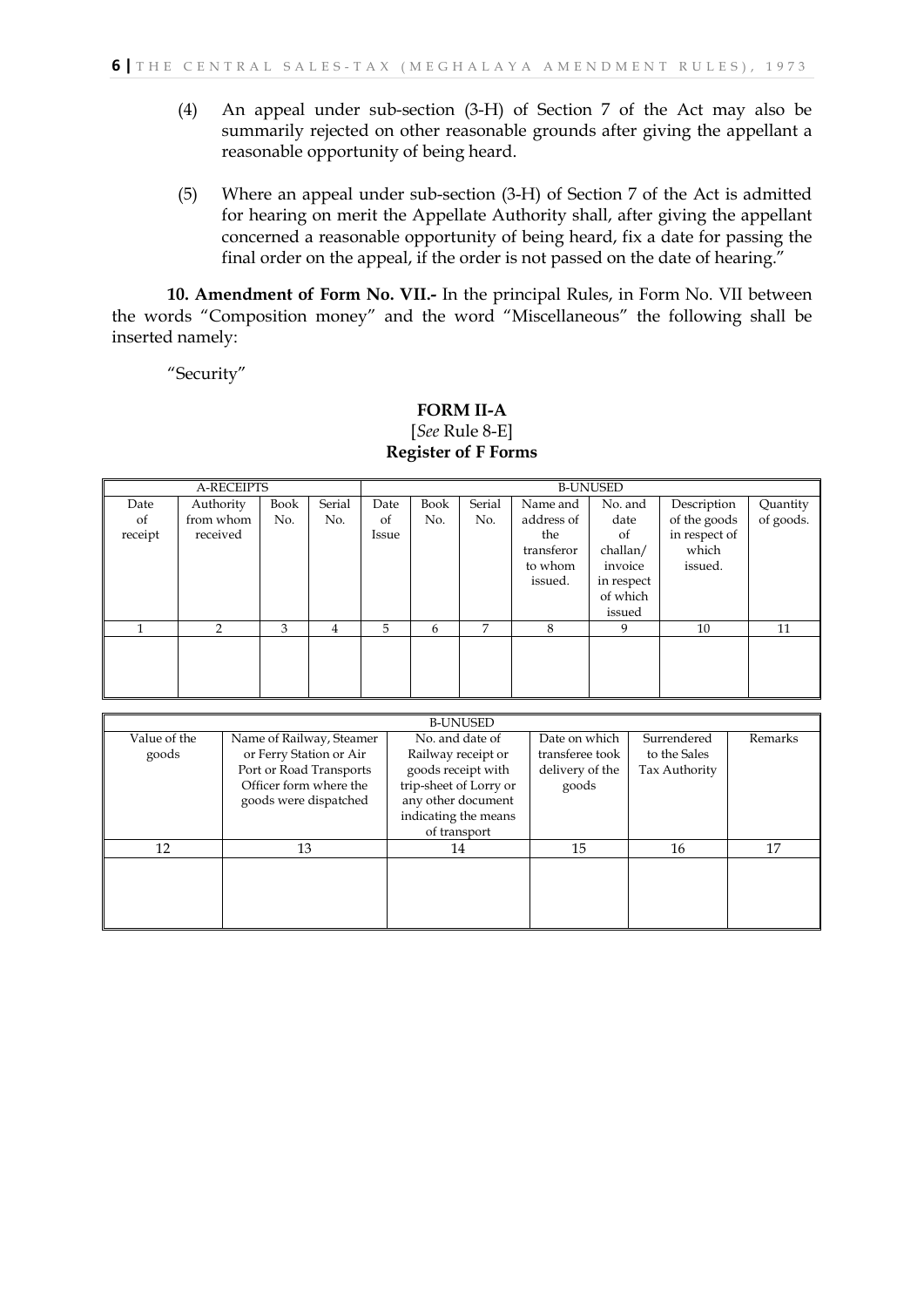(4) An appeal under sub-section (3-H) of Section 7 of the Act may also be summarily rejected on other reasonable grounds after giving the appellant a reasonable opportunity of being heard.

(5) Where an appeal under sub-section (3-H) of Section 7 of the Act is admitted for hearing on merit the Appellate Authority shall, after giving the appellant concerned a reasonable opportunity of being heard, fix a date for passing the final order on the appeal, if the order is not passed on the date of hearing."

**10. Amendment of Form No. VII.-** In the principal Rules, in Form No. VII between the words "Composition money" and the word "Miscellaneous" the following shall be inserted namely:

"Security"

**FORM II-A**

[*See* Rule 8-E]

**Register of F Forms**

| A-RECEIPTS | | | | B-UNUSED | | | | | | |
|---|---|---|---|---|---|---|---|---|---|---|
| Date of receipt | Authority from whom received | Book No. | Serial No. | Date of Issue | Book No. | Serial No. | Name and address of the transferor to whom issued. | No. and date of challan/ invoice in respect of which issued | Description of the goods in respect of which issued. | Quantity of goods. |
| 1 | 2 | 3 | 4 | 5 | 6 | 7 | 8 | 9 | 10 | 11 |
| | | | | | | | | | | |

| B-UNUSED | | | | | |
|---|---|---|---|---|---|
| Value of the goods | Name of Railway, Steamer or Ferry Station or Air Port or Road Transports Officer form where the goods were dispatched | No. and date of Railway receipt or goods receipt with trip-sheet of Lorry or any other document indicating the means of transport | Date on which transferee took delivery of the goods | Surrendered to the Sales Tax Authority | Remarks |
| 12 | 13 | 14 | 15 | 16 | 17 |
| | | | | | |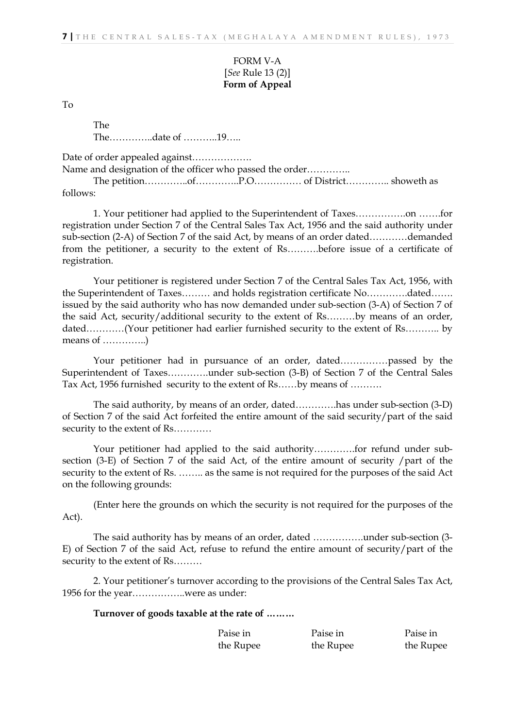FORM V-A
[*See* Rule 13 (2)]
**Form of Appeal**

To

The
The…………..date of ………..19…..

Date of order appealed against……………….
Name and designation of the officer who passed the order…………..

The petition…………..of…………..P.O…………… of District………….. showeth as follows:

1. Your petitioner had applied to the Superintendent of Taxes…………….on …….for registration under Section 7 of the Central Sales Tax Act, 1956 and the said authority under sub-section (2-A) of Section 7 of the said Act, by means of an order dated…………demanded from the petitioner, a security to the extent of Rs……….before issue of a certificate of registration.

Your petitioner is registered under Section 7 of the Central Sales Tax Act, 1956, with the Superintendent of Taxes……… and holds registration certificate No………….dated……. issued by the said authority who has now demanded under sub-section (3-A) of Section 7 of the said Act, security/additional security to the extent of Rs………by means of an order, dated…………(Your petitioner had earlier furnished security to the extent of Rs……….. by means of …………..)

Your petitioner had in pursuance of an order, dated……………passed by the Superintendent of Taxes………….under sub-section (3-B) of Section 7 of the Central Sales Tax Act, 1956 furnished security to the extent of Rs……by means of ……….

The said authority, by means of an order, dated………….has under sub-section (3-D) of Section 7 of the said Act forfeited the entire amount of the said security/part of the said security to the extent of Rs…………

Your petitioner had applied to the said authority………….for refund under sub-section (3-E) of Section 7 of the said Act, of the entire amount of security /part of the security to the extent of Rs. …….. as the same is not required for the purposes of the said Act on the following grounds:

(Enter here the grounds on which the security is not required for the purposes of the Act).

The said authority has by means of an order, dated …………….under sub-section (3-E) of Section 7 of the said Act, refuse to refund the entire amount of security/part of the security to the extent of Rs………

2. Your petitioner's turnover according to the provisions of the Central Sales Tax Act, 1956 for the year……………..were as under:

**Turnover of goods taxable at the rate of ………**

| Paise in the Rupee | Paise in the Rupee | Paise in the Rupee |
|---|---|---|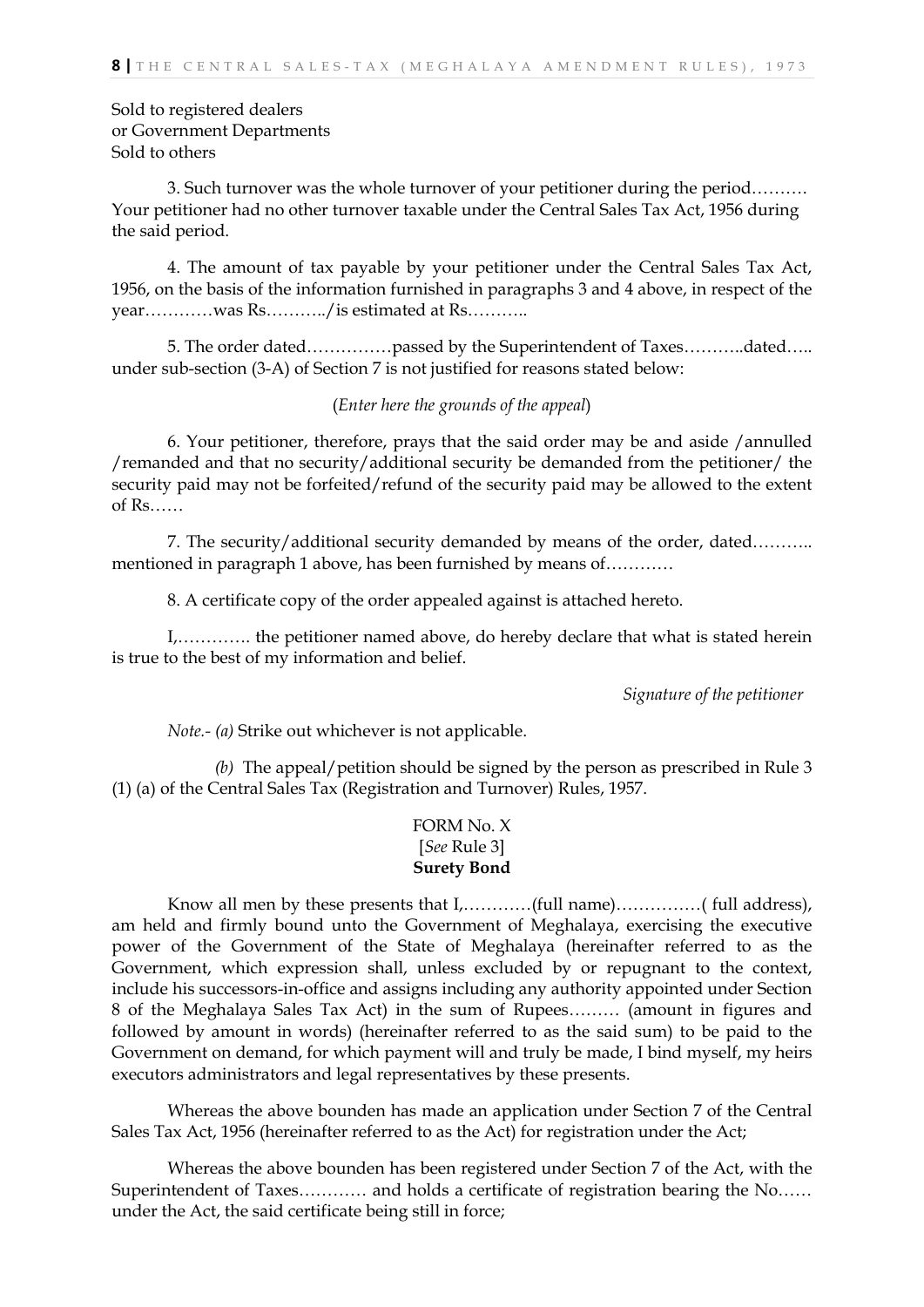Sold to registered dealers
or Government Departments
Sold to others

3. Such turnover was the whole turnover of your petitioner during the period………. Your petitioner had no other turnover taxable under the Central Sales Tax Act, 1956 during the said period.

4. The amount of tax payable by your petitioner under the Central Sales Tax Act, 1956, on the basis of the information furnished in paragraphs 3 and 4 above, in respect of the year…………was Rs………../is estimated at Rs………..

5. The order dated……………passed by the Superintendent of Taxes………..dated….. under sub-section (3-A) of Section 7 is not justified for reasons stated below:

(*Enter here the grounds of the appeal*)

6. Your petitioner, therefore, prays that the said order may be and aside /annulled /remanded and that no security/additional security be demanded from the petitioner/ the security paid may not be forfeited/refund of the security paid may be allowed to the extent of Rs……

7. The security/additional security demanded by means of the order, dated……….. mentioned in paragraph 1 above, has been furnished by means of…………

8. A certificate copy of the order appealed against is attached hereto.

I,…………. the petitioner named above, do hereby declare that what is stated herein is true to the best of my information and belief.

*Signature of the petitioner*

*Note.- (a)* Strike out whichever is not applicable.

*(b)* The appeal/petition should be signed by the person as prescribed in Rule 3 (1) (a) of the Central Sales Tax (Registration and Turnover) Rules, 1957.

FORM No. X
[*See* Rule 3]
**Surety Bond**

Know all men by these presents that I,…………(full name)……………( full address), am held and firmly bound unto the Government of Meghalaya, exercising the executive power of the Government of the State of Meghalaya (hereinafter referred to as the Government, which expression shall, unless excluded by or repugnant to the context, include his successors-in-office and assigns including any authority appointed under Section 8 of the Meghalaya Sales Tax Act) in the sum of Rupees……… (amount in figures and followed by amount in words) (hereinafter referred to as the said sum) to be paid to the Government on demand, for which payment will and truly be made, I bind myself, my heirs executors administrators and legal representatives by these presents.

Whereas the above bounden has made an application under Section 7 of the Central Sales Tax Act, 1956 (hereinafter referred to as the Act) for registration under the Act;

Whereas the above bounden has been registered under Section 7 of the Act, with the Superintendent of Taxes………… and holds a certificate of registration bearing the No…… under the Act, the said certificate being still in force;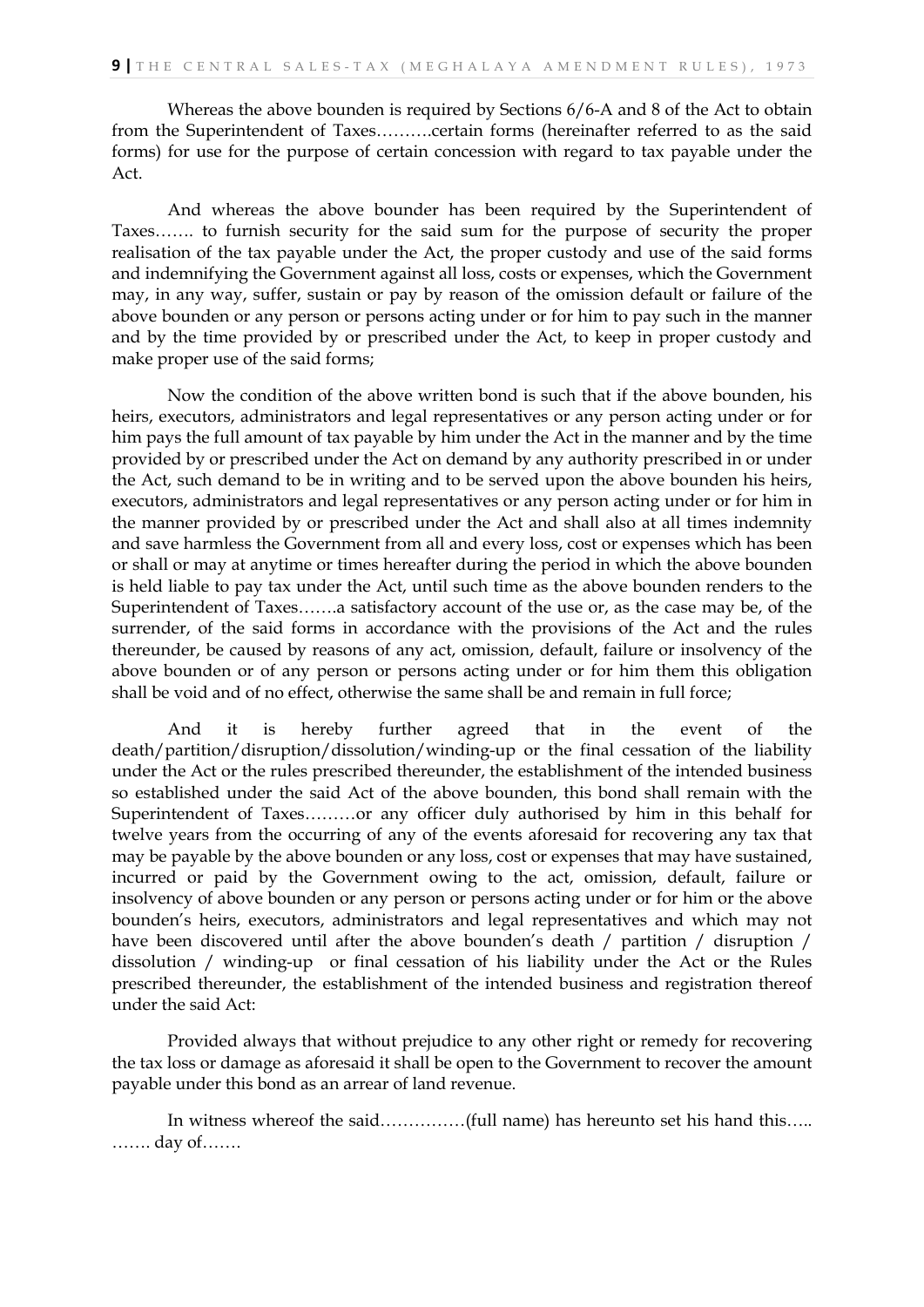Whereas the above bounden is required by Sections 6/6-A and 8 of the Act to obtain from the Superintendent of Taxes……….certain forms (hereinafter referred to as the said forms) for use for the purpose of certain concession with regard to tax payable under the Act.

And whereas the above bounder has been required by the Superintendent of Taxes……. to furnish security for the said sum for the purpose of security the proper realisation of the tax payable under the Act, the proper custody and use of the said forms and indemnifying the Government against all loss, costs or expenses, which the Government may, in any way, suffer, sustain or pay by reason of the omission default or failure of the above bounden or any person or persons acting under or for him to pay such in the manner and by the time provided by or prescribed under the Act, to keep in proper custody and make proper use of the said forms;

Now the condition of the above written bond is such that if the above bounden, his heirs, executors, administrators and legal representatives or any person acting under or for him pays the full amount of tax payable by him under the Act in the manner and by the time provided by or prescribed under the Act on demand by any authority prescribed in or under the Act, such demand to be in writing and to be served upon the above bounden his heirs, executors, administrators and legal representatives or any person acting under or for him in the manner provided by or prescribed under the Act and shall also at all times indemnity and save harmless the Government from all and every loss, cost or expenses which has been or shall or may at anytime or times hereafter during the period in which the above bounden is held liable to pay tax under the Act, until such time as the above bounden renders to the Superintendent of Taxes…….a satisfactory account of the use or, as the case may be, of the surrender, of the said forms in accordance with the provisions of the Act and the rules thereunder, be caused by reasons of any act, omission, default, failure or insolvency of the above bounden or of any person or persons acting under or for him them this obligation shall be void and of no effect, otherwise the same shall be and remain in full force;

And it is hereby further agreed that in the event of the death/partition/disruption/dissolution/winding-up or the final cessation of the liability under the Act or the rules prescribed thereunder, the establishment of the intended business so established under the said Act of the above bounden, this bond shall remain with the Superintendent of Taxes………or any officer duly authorised by him in this behalf for twelve years from the occurring of any of the events aforesaid for recovering any tax that may be payable by the above bounden or any loss, cost or expenses that may have sustained, incurred or paid by the Government owing to the act, omission, default, failure or insolvency of above bounden or any person or persons acting under or for him or the above bounden's heirs, executors, administrators and legal representatives and which may not have been discovered until after the above bounden's death / partition / disruption / dissolution / winding-up or final cessation of his liability under the Act or the Rules prescribed thereunder, the establishment of the intended business and registration thereof under the said Act:

Provided always that without prejudice to any other right or remedy for recovering the tax loss or damage as aforesaid it shall be open to the Government to recover the amount payable under this bond as an arrear of land revenue.

In witness whereof the said……………(full name) has hereunto set his hand this….. ……. day of…….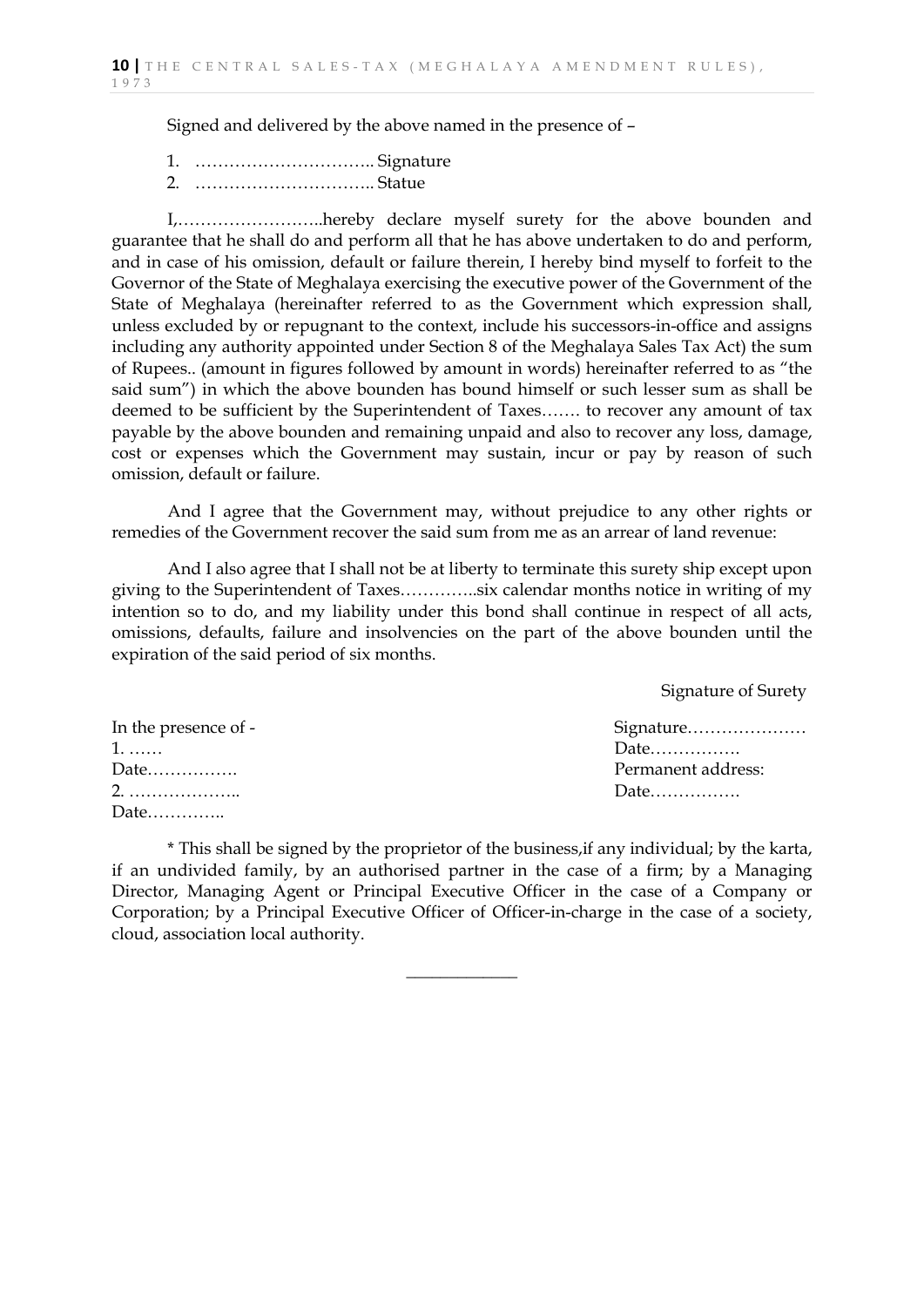Signed and delivered by the above named in the presence of –

1. ………………………….. Signature
2. ………………………….. Statue

I,……………………..hereby declare myself surety for the above bounden and guarantee that he shall do and perform all that he has above undertaken to do and perform, and in case of his omission, default or failure therein, I hereby bind myself to forfeit to the Governor of the State of Meghalaya exercising the executive power of the Government of the State of Meghalaya (hereinafter referred to as the Government which expression shall, unless excluded by or repugnant to the context, include his successors-in-office and assigns including any authority appointed under Section 8 of the Meghalaya Sales Tax Act) the sum of Rupees.. (amount in figures followed by amount in words) hereinafter referred to as "the said sum") in which the above bounden has bound himself or such lesser sum as shall be deemed to be sufficient by the Superintendent of Taxes……. to recover any amount of tax payable by the above bounden and remaining unpaid and also to recover any loss, damage, cost or expenses which the Government may sustain, incur or pay by reason of such omission, default or failure.

And I agree that the Government may, without prejudice to any other rights or remedies of the Government recover the said sum from me as an arrear of land revenue:

And I also agree that I shall not be at liberty to terminate this surety ship except upon giving to the Superintendent of Taxes…………..six calendar months notice in writing of my intention so to do, and my liability under this bond shall continue in respect of all acts, omissions, defaults, failure and insolvencies on the part of the above bounden until the expiration of the said period of six months.

Signature of Surety

In the presence of -
1. ……
Date…………….
2. ………………..
Date…………..

Signature…………………
Date…………….
Permanent address:
Date…………….

* This shall be signed by the proprietor of the business,if any individual; by the karta, if an undivided family, by an authorised partner in the case of a firm; by a Managing Director, Managing Agent or Principal Executive Officer in the case of a Company or Corporation; by a Principal Executive Officer of Officer-in-charge in the case of a society, cloud, association local authority.

---